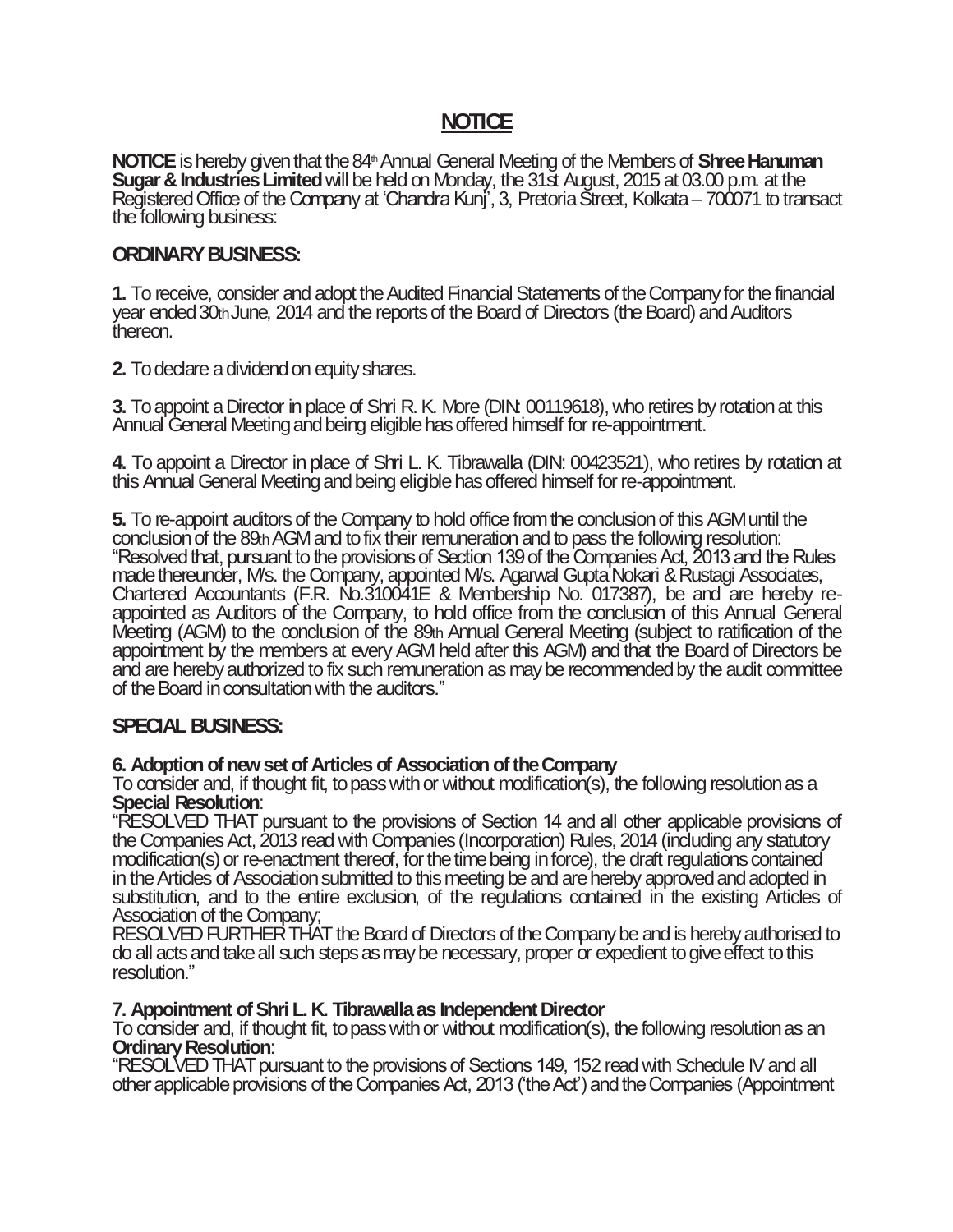# NOTICE

**NOTICE** is hereby given that the 84th Annual General Meeting of the Members of **Shree Hanuman Sugar & Industries Limited** will be held on Monday, the 31st August, 2015 at 03.00 p.m. at the Registered Office of the Company at 'Chandra Kunj', 3, Pretoria Street, Kolkata – 700071 to transact the following business:

## ORDINARY BUSINESS:

**1.** To receive, consider and adopt the Audited Financial Statements of the Company for the financial year ended 30th June, 2014 and the reports of the Board of Directors (the Board) and Auditors thereon.

**2.** To declare a dividend on equity shares.

**3.** To appoint a Director in place of Shri R. K. More (DIN: 00119618), who retires by rotation at this Annual General Meeting and being eligible has offered himself for re-appointment.

**4.** To appoint a Director in place of Shri L. K. Tibrawalla (DIN: 00423521), who retires by rotation at this Annual General Meeting and being eligible has offered himself for re-appointment.

**5.** To re-appoint auditors of the Company to hold office from the conclusion of this AGM until the conclusion of the 89th AGM and to fix their remuneration and to pass the following resolution: "Resolved that, pursuant to the provisions of Section 139 of the Companies Act, 2013 and the Rules made thereunder, M/s. the Company, appointed M/s. Agarwal Gupta Nokari & Rustagi Associates, Chartered Accountants (F.R. No.310041E & Membership No. 017387), be and are hereby re-appointed as Auditors of the Company, to hold office from the conclusion of this Annual General Meeting (AGM) to the conclusion of the 89th Annual General Meeting (subject to ratification of the appointment by the members at every AGM held after this AGM) and that the Board of Directors be and are hereby authorized to fix such remuneration as may be recommended by the audit committee of the Board in consultation with the auditors."

## SPECIAL BUSINESS:

**6. Adoption of new set of Articles of Association of the Company**

To consider and, if thought fit, to pass with or without modification(s), the following resolution as a **Special Resolution**:

"RESOLVED THAT pursuant to the provisions of Section 14 and all other applicable provisions of the Companies Act, 2013 read with Companies (Incorporation) Rules, 2014 (including any statutory modification(s) or re-enactment thereof, for the time being in force), the draft regulations contained in the Articles of Association submitted to this meeting be and are hereby approved and adopted in substitution, and to the entire exclusion, of the regulations contained in the existing Articles of Association of the Company;

RESOLVED FURTHER THAT the Board of Directors of the Company be and is hereby authorised to do all acts and take all such steps as may be necessary, proper or expedient to give effect to this resolution."

**7. Appointment of Shri L. K. Tibrawalla as Independent Director**

To consider and, if thought fit, to pass with or without modification(s), the following resolution as an **Ordinary Resolution**:

"RESOLVED THAT pursuant to the provisions of Sections 149, 152 read with Schedule IV and all other applicable provisions of the Companies Act, 2013 ('the Act') and the Companies (Appointment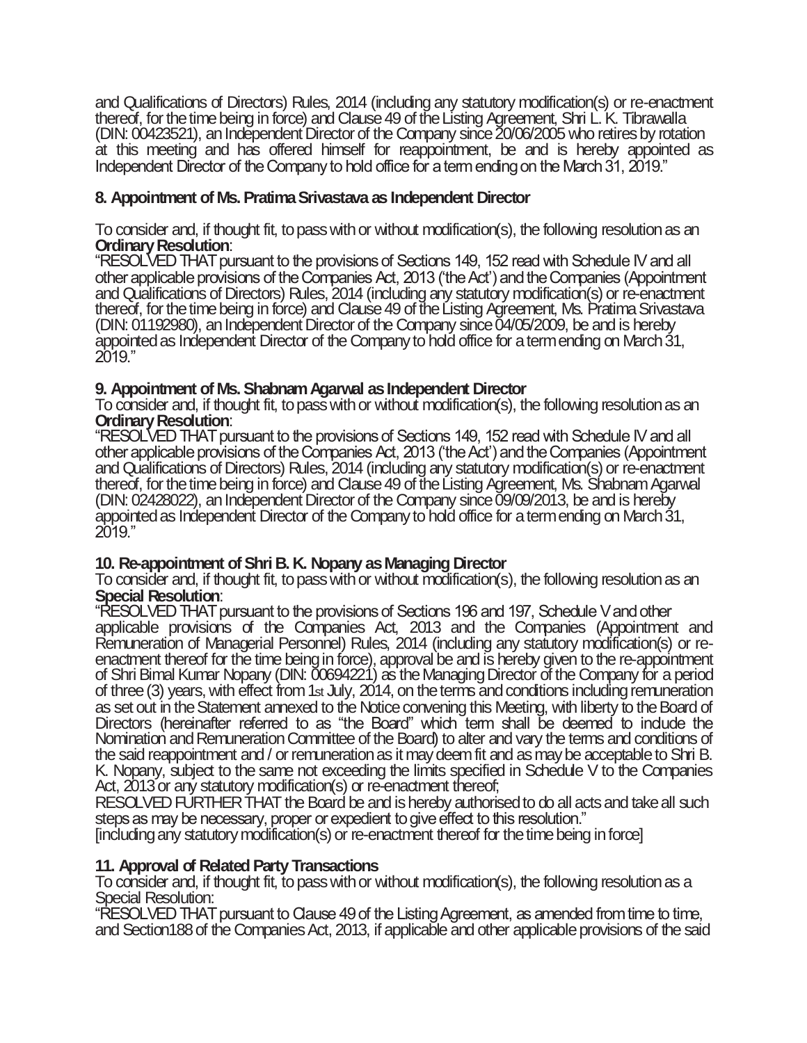and Qualifications of Directors) Rules, 2014 (including any statutory modification(s) or re-enactment thereof, for the time being in force) and Clause 49 of the Listing Agreement, Shri L. K. Tibrawalla (DIN: 00423521), an Independent Director of the Company since 20/06/2005 who retires by rotation at this meeting and has offered himself for reappointment, be and is hereby appointed as Independent Director of the Company to hold office for a term ending on the March 31, 2019."

**8. Appointment of Ms. Pratima Srivastava as Independent Director**

To consider and, if thought fit, to pass with or without modification(s), the following resolution as an **Ordinary Resolution**:

"RESOLVED THAT pursuant to the provisions of Sections 149, 152 read with Schedule IV and all other applicable provisions of the Companies Act, 2013 ('the Act') and the Companies (Appointment and Qualifications of Directors) Rules, 2014 (including any statutory modification(s) or re-enactment thereof, for the time being in force) and Clause 49 of the Listing Agreement, Ms. Pratima Srivastava (DIN: 01192980), an Independent Director of the Company since 04/05/2009, be and is hereby appointed as Independent Director of the Company to hold office for a term ending on March 31, 2019."

**9. Appointment of Ms. Shabnam Agarwal as Independent Director**

To consider and, if thought fit, to pass with or without modification(s), the following resolution as an **Ordinary Resolution**:

"RESOLVED THAT pursuant to the provisions of Sections 149, 152 read with Schedule IV and all other applicable provisions of the Companies Act, 2013 ('the Act') and the Companies (Appointment and Qualifications of Directors) Rules, 2014 (including any statutory modification(s) or re-enactment thereof, for the time being in force) and Clause 49 of the Listing Agreement, Ms. Shabnam Agarwal (DIN: 02428022), an Independent Director of the Company since 09/09/2013, be and is hereby appointed as Independent Director of the Company to hold office for a term ending on March 31, 2019."

**10. Re-appointment of Shri B. K. Nopany as Managing Director**

To consider and, if thought fit, to pass with or without modification(s), the following resolution as an **Special Resolution**:

"RESOLVED THAT pursuant to the provisions of Sections 196 and 197, Schedule V and other applicable provisions of the Companies Act, 2013 and the Companies (Appointment and Remuneration of Managerial Personnel) Rules, 2014 (including any statutory modification(s) or re-enactment thereof for the time being in force), approval be and is hereby given to the re-appointment of Shri Bimal Kumar Nopany (DIN: 00694221) as the Managing Director of the Company for a period of three (3) years, with effect from 1st July, 2014, on the terms and conditions including remuneration as set out in the Statement annexed to the Notice convening this Meeting, with liberty to the Board of Directors (hereinafter referred to as "the Board" which term shall be deemed to include the Nomination and Remuneration Committee of the Board) to alter and vary the terms and conditions of the said reappointment and / or remuneration as it may deem fit and as may be acceptable to Shri B. K. Nopany, subject to the same not exceeding the limits specified in Schedule V to the Companies Act, 2013 or any statutory modification(s) or re-enactment thereof;

RESOLVED FURTHER THAT the Board be and is hereby authorised to do all acts and take all such steps as may be necessary, proper or expedient to give effect to this resolution."

[including any statutory modification(s) or re-enactment thereof for the time being in force]

**11. Approval of Related Party Transactions**

To consider and, if thought fit, to pass with or without modification(s), the following resolution as a Special Resolution:

"RESOLVED THAT pursuant to Clause 49 of the Listing Agreement, as amended from time to time, and Section188 of the Companies Act, 2013, if applicable and other applicable provisions of the said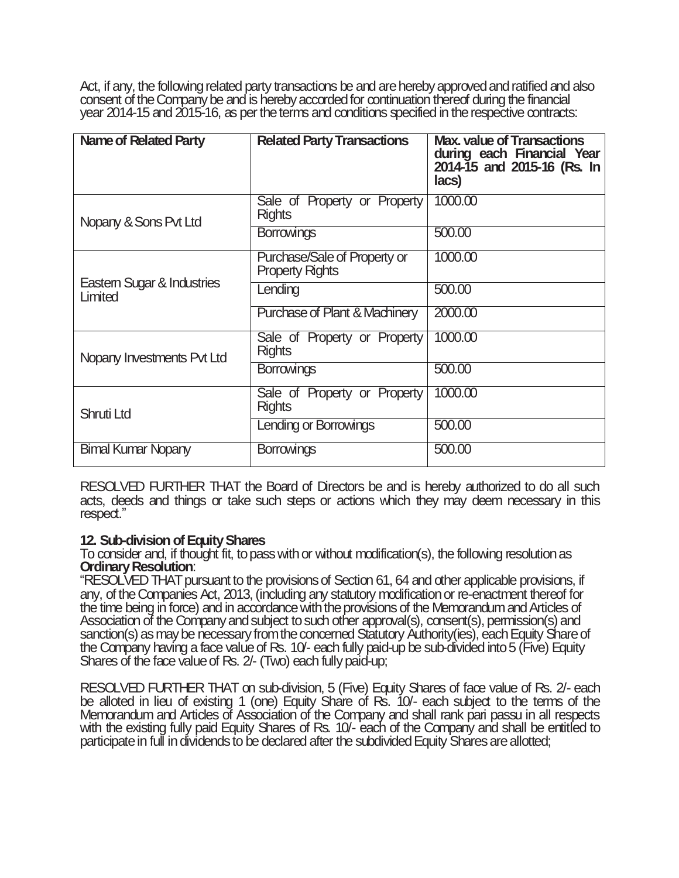Act, if any, the following related party transactions be and are hereby approved and ratified and also consent of the Company be and is hereby accorded for continuation thereof during the financial year 2014-15 and 2015-16, as per the terms and conditions specified in the respective contracts:

| Name of Related Party | Related Party Transactions | Max. value of Transactions during each Financial Year 2014-15 and 2015-16 (Rs. In lacs) |
|---|---|---|
| Nopany & Sons Pvt Ltd | Sale of Property or Property Rights | 1000.00 |
| | Borrowings | 500.00 |
| Eastern Sugar & Industries Limited | Purchase/Sale of Property or Property Rights | 1000.00 |
| | Lending | 500.00 |
| | Purchase of Plant & Machinery | 2000.00 |
| Nopany Investments Pvt Ltd | Sale of Property or Property Rights | 1000.00 |
| | Borrowings | 500.00 |
| Shruti Ltd | Sale of Property or Property Rights | 1000.00 |
| | Lending or Borrowings | 500.00 |
| Bimal Kumar Nopany | Borrowings | 500.00 |

RESOLVED FURTHER THAT the Board of Directors be and is hereby authorized to do all such acts, deeds and things or take such steps or actions which they may deem necessary in this respect."

**12. Sub-division of Equity Shares**

To consider and, if thought fit, to pass with or without modification(s), the following resolution as **Ordinary Resolution**:

"RESOLVED THAT pursuant to the provisions of Section 61, 64 and other applicable provisions, if any, of the Companies Act, 2013, (including any statutory modification or re-enactment thereof for the time being in force) and in accordance with the provisions of the Memorandum and Articles of Association of the Company and subject to such other approval(s), consent(s), permission(s) and sanction(s) as may be necessary from the concerned Statutory Authority(ies), each Equity Share of the Company having a face value of Rs. 10/- each fully paid-up be sub-divided into 5 (Five) Equity Shares of the face value of Rs. 2/- (Two) each fully paid-up;

RESOLVED FURTHER THAT on sub-division, 5 (Five) Equity Shares of face value of Rs. 2/- each be alloted in lieu of existing 1 (one) Equity Share of Rs. 10/- each subject to the terms of the Memorandum and Articles of Association of the Company and shall rank pari passu in all respects with the existing fully paid Equity Shares of Rs. 10/- each of the Company and shall be entitled to participate in full in dividends to be declared after the subdivided Equity Shares are allotted;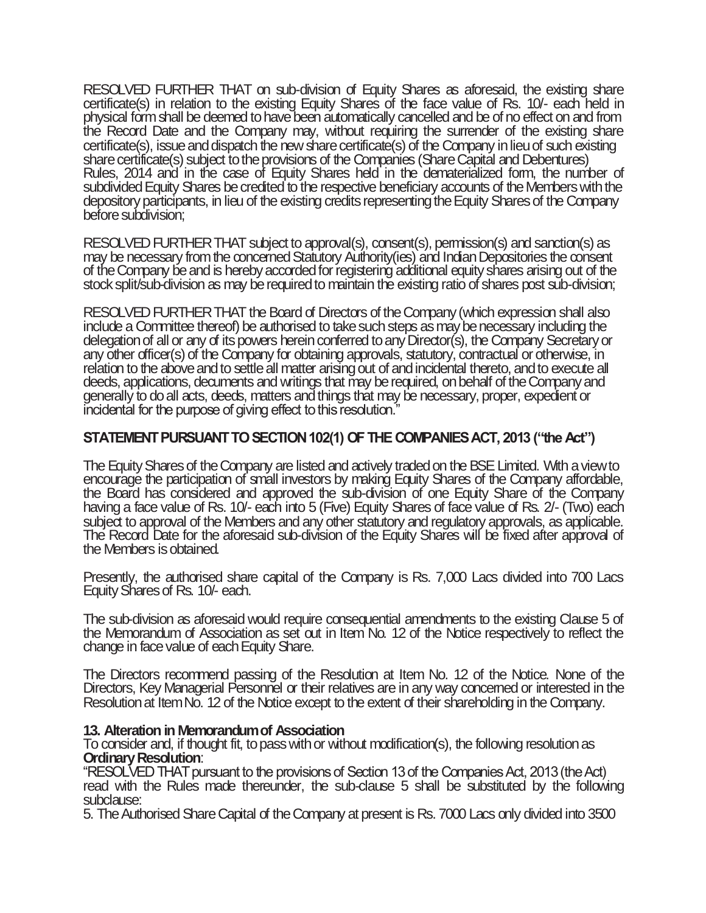RESOLVED FURTHER THAT on sub-division of Equity Shares as aforesaid, the existing share certificate(s) in relation to the existing Equity Shares of the face value of Rs. 10/- each held in physical form shall be deemed to have been automatically cancelled and be of no effect on and from the Record Date and the Company may, without requiring the surrender of the existing share certificate(s), issue and dispatch the new share certificate(s) of the Company in lieu of such existing share certificate(s) subject to the provisions of the Companies (Share Capital and Debentures) Rules, 2014 and in the case of Equity Shares held in the dematerialized form, the number of subdivided Equity Shares be credited to the respective beneficiary accounts of the Members with the depository participants, in lieu of the existing credits representing the Equity Shares of the Company before subdivision;

RESOLVED FURTHER THAT subject to approval(s), consent(s), permission(s) and sanction(s) as may be necessary from the concerned Statutory Authority(ies) and Indian Depositories the consent of the Company be and is hereby accorded for registering additional equity shares arising out of the stock split/sub-division as may be required to maintain the existing ratio of shares post sub-division;

RESOLVED FURTHER THAT the Board of Directors of the Company (which expression shall also include a Committee thereof) be authorised to take such steps as may be necessary including the delegation of all or any of its powers herein conferred to any Director(s), the Company Secretary or any other officer(s) of the Company for obtaining approvals, statutory, contractual or otherwise, in relation to the above and to settle all matter arising out of and incidental thereto, and to execute all deeds, applications, decuments and writings that may be required, on behalf of the Company and generally to do all acts, deeds, matters and things that may be necessary, proper, expedient or incidental for the purpose of giving effect to this resolution."

**STATEMENT PURSUANT TO SECTION 102(1) OF THE COMPANIES ACT, 2013 ("the Act")**

The Equity Shares of the Company are listed and actively traded on the BSE Limited. With a view to encourage the participation of small investors by making Equity Shares of the Company affordable, the Board has considered and approved the sub-division of one Equity Share of the Company having a face value of Rs. 10/- each into 5 (Five) Equity Shares of face value of Rs. 2/- (Two) each subject to approval of the Members and any other statutory and regulatory approvals, as applicable. The Record Date for the aforesaid sub-division of the Equity Shares will be fixed after approval of the Members is obtained.

Presently, the authorised share capital of the Company is Rs. 7,000 Lacs divided into 700 Lacs Equity Shares of Rs. 10/- each.

The sub-division as aforesaid would require consequential amendments to the existing Clause 5 of the Memorandum of Association as set out in Item No. 12 of the Notice respectively to reflect the change in face value of each Equity Share.

The Directors recommend passing of the Resolution at Item No. 12 of the Notice. None of the Directors, Key Managerial Personnel or their relatives are in any way concerned or interested in the Resolution at Item No. 12 of the Notice except to the extent of their shareholding in the Company.

**13. Alteration in Memorandum of Association**

To consider and, if thought fit, to pass with or without modification(s), the following resolution as **Ordinary Resolution**:

"RESOLVED THAT pursuant to the provisions of Section 13 of the Companies Act, 2013 (the Act) read with the Rules made thereunder, the sub-clause 5 shall be substituted by the following subclause:

5. The Authorised Share Capital of the Company at present is Rs. 7000 Lacs only divided into 3500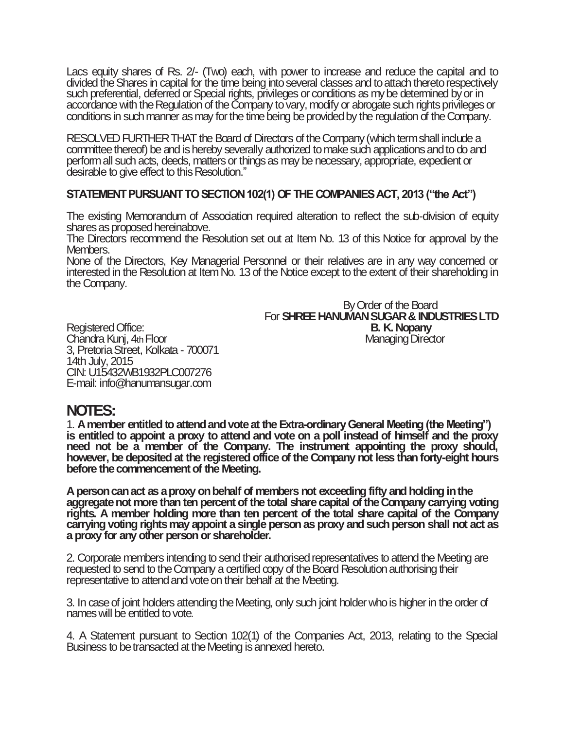Lacs equity shares of Rs. 2/- (Two) each, with power to increase and reduce the capital and to divided the Shares in capital for the time being into several classes and to attach thereto respectively such preferential, deferred or Special rights, privileges or conditions as my be determined by or in accordance with the Regulation of the Company to vary, modify or abrogate such rights privileges or conditions in such manner as may for the time being be provided by the regulation of the Company.

RESOLVED FURTHER THAT the Board of Directors of the Company (which term shall include a committee thereof) be and is hereby severally authorized to make such applications and to do and perform all such acts, deeds, matters or things as may be necessary, appropriate, expedient or desirable to give effect to this Resolution."

**STATEMENT PURSUANT TO SECTION 102(1) OF THE COMPANIES ACT, 2013 ("the Act")**

The existing Memorandum of Association required alteration to reflect the sub-division of equity shares as proposed hereinabove.

The Directors recommend the Resolution set out at Item No. 13 of this Notice for approval by the Members.

None of the Directors, Key Managerial Personnel or their relatives are in any way concerned or interested in the Resolution at Item No. 13 of the Notice except to the extent of their shareholding in the Company.

By Order of the Board
For **SHREE HANUMAN SUGAR & INDUSTRIES LTD**
**B. K. Nopany**
Managing Director

Registered Office:
Chandra Kunj, 4th Floor
3, Pretoria Street, Kolkata - 700071
14th July, 2015
CIN: U15432WB1932PLC007276
E-mail: info@hanumansugar.com

# NOTES:

1. **A member entitled to attend and vote at the Extra-ordinary General Meeting (the Meeting") is entitled to appoint a proxy to attend and vote on a poll instead of himself and the proxy need not be a member of the Company. The instrument appointing the proxy should, however, be deposited at the registered office of the Company not less than forty-eight hours before the commencement of the Meeting.**

**A person can act as a proxy on behalf of members not exceeding fifty and holding in the aggregate not more than ten percent of the total share capital of the Company carrying voting rights. A member holding more than ten percent of the total share capital of the Company carrying voting rights may appoint a single person as proxy and such person shall not act as a proxy for any other person or shareholder.**

2. Corporate members intending to send their authorised representatives to attend the Meeting are requested to send to the Company a certified copy of the Board Resolution authorising their representative to attend and vote on their behalf at the Meeting.

3. In case of joint holders attending the Meeting, only such joint holder who is higher in the order of names will be entitled to vote.

4. A Statement pursuant to Section 102(1) of the Companies Act, 2013, relating to the Special Business to be transacted at the Meeting is annexed hereto.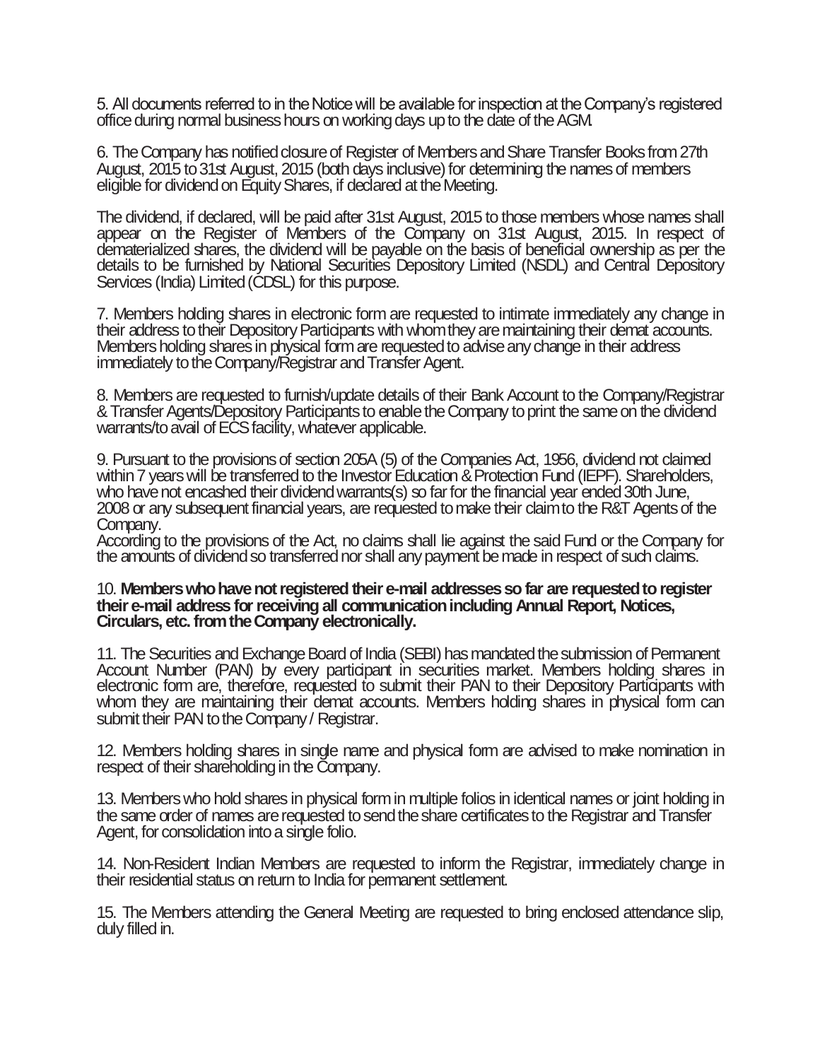5. All documents referred to in the Notice will be available for inspection at the Company's registered office during normal business hours on working days up to the date of the AGM.

6. The Company has notified closure of Register of Members and Share Transfer Books from 27th August, 2015 to 31st August, 2015 (both days inclusive) for determining the names of members eligible for dividend on Equity Shares, if declared at the Meeting.

The dividend, if declared, will be paid after 31st August, 2015 to those members whose names shall appear on the Register of Members of the Company on 31st August, 2015. In respect of dematerialized shares, the dividend will be payable on the basis of beneficial ownership as per the details to be furnished by National Securities Depository Limited (NSDL) and Central Depository Services (India) Limited (CDSL) for this purpose.

7. Members holding shares in electronic form are requested to intimate immediately any change in their address to their Depository Participants with whom they are maintaining their demat accounts. Members holding shares in physical form are requested to advise any change in their address immediately to the Company/Registrar and Transfer Agent.

8. Members are requested to furnish/update details of their Bank Account to the Company/Registrar & Transfer Agents/Depository Participants to enable the Company to print the same on the dividend warrants/to avail of ECS facility, whatever applicable.

9. Pursuant to the provisions of section 205A (5) of the Companies Act, 1956, dividend not claimed within 7 years will be transferred to the Investor Education & Protection Fund (IEPF). Shareholders, who have not encashed their dividend warrants(s) so far for the financial year ended 30th June, 2008 or any subsequent financial years, are requested to make their claim to the R&T Agents of the Company.
According to the provisions of the Act, no claims shall lie against the said Fund or the Company for the amounts of dividend so transferred nor shall any payment be made in respect of such claims.

10. **Members who have not registered their e-mail addresses so far are requested to register their e-mail address for receiving all communication including Annual Report, Notices, Circulars, etc. from the Company electronically.**

11. The Securities and Exchange Board of India (SEBI) has mandated the submission of Permanent Account Number (PAN) by every participant in securities market. Members holding shares in electronic form are, therefore, requested to submit their PAN to their Depository Participants with whom they are maintaining their demat accounts. Members holding shares in physical form can submit their PAN to the Company / Registrar.

12. Members holding shares in single name and physical form are advised to make nomination in respect of their shareholding in the Company.

13. Members who hold shares in physical form in multiple folios in identical names or joint holding in the same order of names are requested to send the share certificates to the Registrar and Transfer Agent, for consolidation into a single folio.

14. Non-Resident Indian Members are requested to inform the Registrar, immediately change in their residential status on return to India for permanent settlement.

15. The Members attending the General Meeting are requested to bring enclosed attendance slip, duly filled in.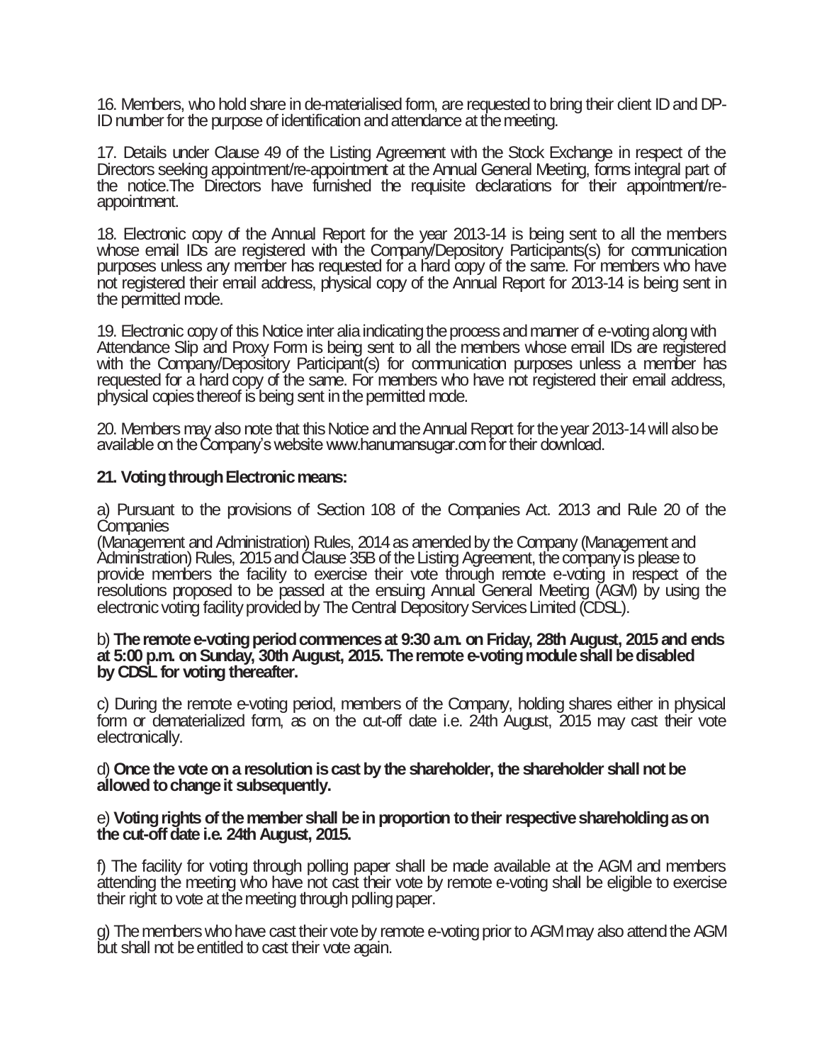16. Members, who hold share in de-materialised form, are requested to bring their client ID and DP-ID number for the purpose of identification and attendance at the meeting.

17. Details under Clause 49 of the Listing Agreement with the Stock Exchange in respect of the Directors seeking appointment/re-appointment at the Annual General Meeting, forms integral part of the notice.The Directors have furnished the requisite declarations for their appointment/re-appointment.

18. Electronic copy of the Annual Report for the year 2013-14 is being sent to all the members whose email IDs are registered with the Company/Depository Participants(s) for communication purposes unless any member has requested for a hard copy of the same. For members who have not registered their email address, physical copy of the Annual Report for 2013-14 is being sent in the permitted mode.

19. Electronic copy of this Notice inter alia indicating the process and manner of e-voting along with Attendance Slip and Proxy Form is being sent to all the members whose email IDs are registered with the Company/Depository Participant(s) for communication purposes unless a member has requested for a hard copy of the same. For members who have not registered their email address, physical copies thereof is being sent in the permitted mode.

20. Members may also note that this Notice and the Annual Report for the year 2013-14 will also be available on the Company's website www.hanumansugar.com for their download.

**21. Voting through Electronic means:**

a) Pursuant to the provisions of Section 108 of the Companies Act. 2013 and Rule 20 of the Companies
(Management and Administration) Rules, 2014 as amended by the Company (Management and Administration) Rules, 2015 and Clause 35B of the Listing Agreement, the company is please to provide members the facility to exercise their vote through remote e-voting in respect of the resolutions proposed to be passed at the ensuing Annual General Meeting (AGM) by using the electronic voting facility provided by The Central Depository Services Limited (CDSL).

b) **The remote e-voting period commences at 9:30 a.m. on Friday, 28th August, 2015 and ends at 5:00 p.m. on Sunday, 30th August, 2015. The remote e-voting module shall be disabled by CDSL for voting thereafter.**

c) During the remote e-voting period, members of the Company, holding shares either in physical form or dematerialized form, as on the cut-off date i.e. 24th August, 2015 may cast their vote electronically.

d) **Once the vote on a resolution is cast by the shareholder, the shareholder shall not be allowed to change it subsequently.**

e) **Voting rights of the member shall be in proportion to their respective shareholding as on the cut-off date i.e. 24th August, 2015.**

f) The facility for voting through polling paper shall be made available at the AGM and members attending the meeting who have not cast their vote by remote e-voting shall be eligible to exercise their right to vote at the meeting through polling paper.

g) The members who have cast their vote by remote e-voting prior to AGM may also attend the AGM but shall not be entitled to cast their vote again.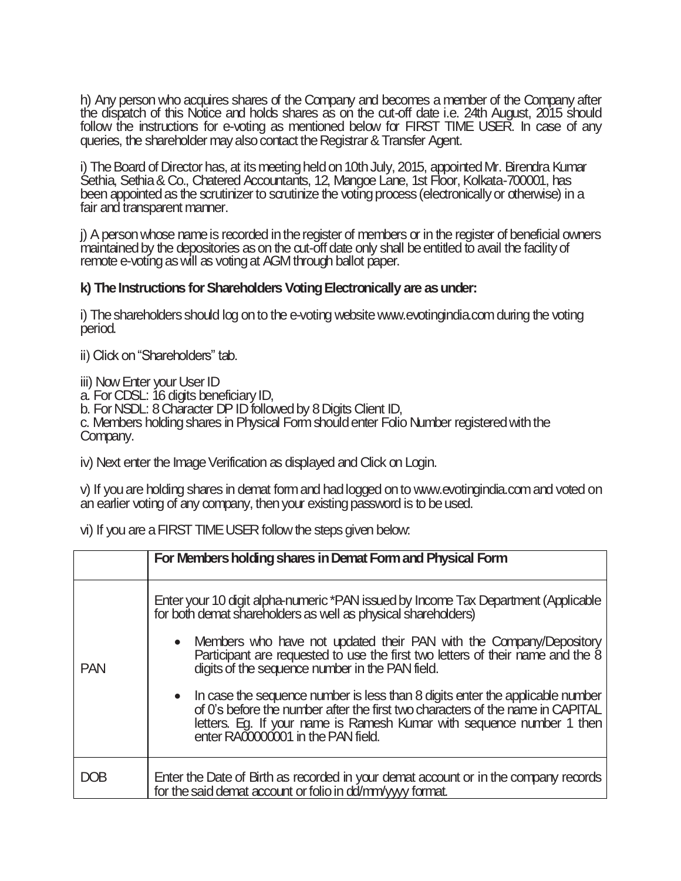h) Any person who acquires shares of the Company and becomes a member of the Company after the dispatch of this Notice and holds shares as on the cut-off date i.e. 24th August, 2015 should follow the instructions for e-voting as mentioned below for FIRST TIME USER. In case of any queries, the shareholder may also contact the Registrar & Transfer Agent.

i) The Board of Director has, at its meeting held on 10th July, 2015, appointed Mr. Birendra Kumar Sethia, Sethia & Co., Chatered Accountants, 12, Mangoe Lane, 1st Floor, Kolkata-700001, has been appointed as the scrutinizer to scrutinize the voting process (electronically or otherwise) in a fair and transparent manner.

j) A person whose name is recorded in the register of members or in the register of beneficial owners maintained by the depositories as on the cut-off date only shall be entitled to avail the facility of remote e-voting as will as voting at AGM through ballot paper.

**k) The Instructions for Shareholders Voting Electronically are as under:**

i) The shareholders should log on to the e-voting website www.evotingindia.com during the voting period.

ii) Click on "Shareholders" tab.

iii) Now Enter your User ID
a. For CDSL: 16 digits beneficiary ID,
b. For NSDL: 8 Character DP ID followed by 8 Digits Client ID,
c. Members holding shares in Physical Form should enter Folio Number registered with the Company.

iv) Next enter the Image Verification as displayed and Click on Login.

v) If you are holding shares in demat form and had logged on to www.evotingindia.com and voted on an earlier voting of any company, then your existing password is to be used.

vi) If you are a FIRST TIME USER follow the steps given below:

| | **For Members holding shares in Demat Form and Physical Form** |
|---|---|
| PAN | Enter your 10 digit alpha-numeric *PAN issued by Income Tax Department (Applicable for both demat shareholders as well as physical shareholders)<br>• Members who have not updated their PAN with the Company/Depository Participant are requested to use the first two letters of their name and the 8 digits of the sequence number in the PAN field.<br>• In case the sequence number is less than 8 digits enter the applicable number of 0's before the number after the first two characters of the name in CAPITAL letters. Eg. If your name is Ramesh Kumar with sequence number 1 then enter RA00000001 in the PAN field. |
| DOB | Enter the Date of Birth as recorded in your demat account or in the company records for the said demat account or folio in dd/mm/yyyy format. |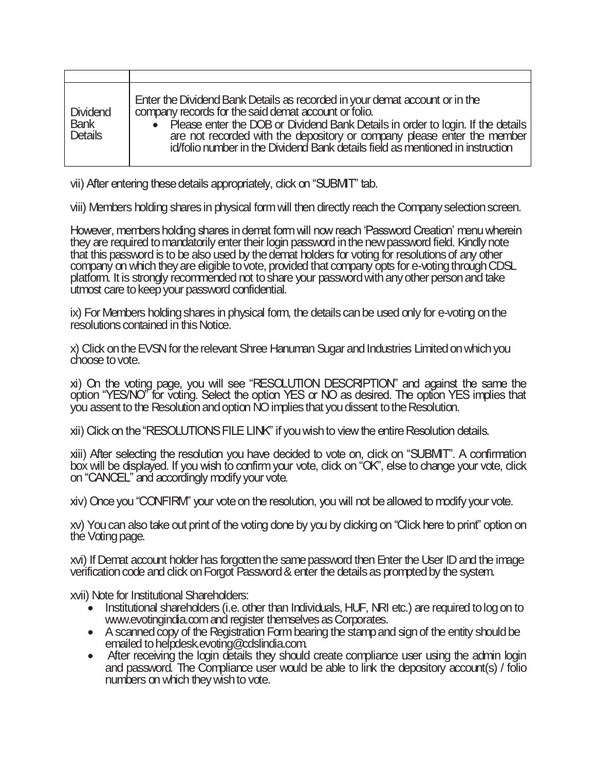| | |
|---|---|
| Dividend Bank Details | Enter the Dividend Bank Details as recorded in your demat account or in the company records for the said demat account or folio.<br>• Please enter the DOB or Dividend Bank Details in order to login. If the details are not recorded with the depository or company please enter the member id/folio number in the Dividend Bank details field as mentioned in instruction |

vii) After entering these details appropriately, click on "SUBMIT" tab.

viii) Members holding shares in physical form will then directly reach the Company selection screen.

However, members holding shares in demat form will now reach 'Password Creation' menu wherein they are required to mandatorily enter their login password in the new password field. Kindly note that this password is to be also used by the demat holders for voting for resolutions of any other company on which they are eligible to vote, provided that company opts for e-voting through CDSL platform. It is strongly recommended not to share your password with any other person and take utmost care to keep your password confidential.

ix) For Members holding shares in physical form, the details can be used only for e-voting on the resolutions contained in this Notice.

x) Click on the EVSN for the relevant Shree Hanuman Sugar and Industries Limited on which you choose to vote.

xi) On the voting page, you will see "RESOLUTION DESCRIPTION" and against the same the option "YES/NO" for voting. Select the option YES or NO as desired. The option YES implies that you assent to the Resolution and option NO implies that you dissent to the Resolution.

xii) Click on the "RESOLUTIONS FILE LINK" if you wish to view the entire Resolution details.

xiii) After selecting the resolution you have decided to vote on, click on "SUBMIT". A confirmation box will be displayed. If you wish to confirm your vote, click on "OK", else to change your vote, click on "CANCEL" and accordingly modify your vote.

xiv) Once you "CONFIRM" your vote on the resolution, you will not be allowed to modify your vote.

xv) You can also take out print of the voting done by you by clicking on "Click here to print" option on the Voting page.

xvi) If Demat account holder has forgotten the same password then Enter the User ID and the image verification code and click on Forgot Password & enter the details as prompted by the system.

xvii) Note for Institutional Shareholders:

- Institutional shareholders (i.e. other than Individuals, HUF, NRI etc.) are required to log on to www.evotingindia.com and register themselves as Corporates.
- A scanned copy of the Registration Form bearing the stamp and sign of the entity should be emailed to helpdesk.evoting@cdslindia.com.
- After receiving the login details they should create compliance user using the admin login and password. The Compliance user would be able to link the depository account(s) / folio numbers on which they wish to vote.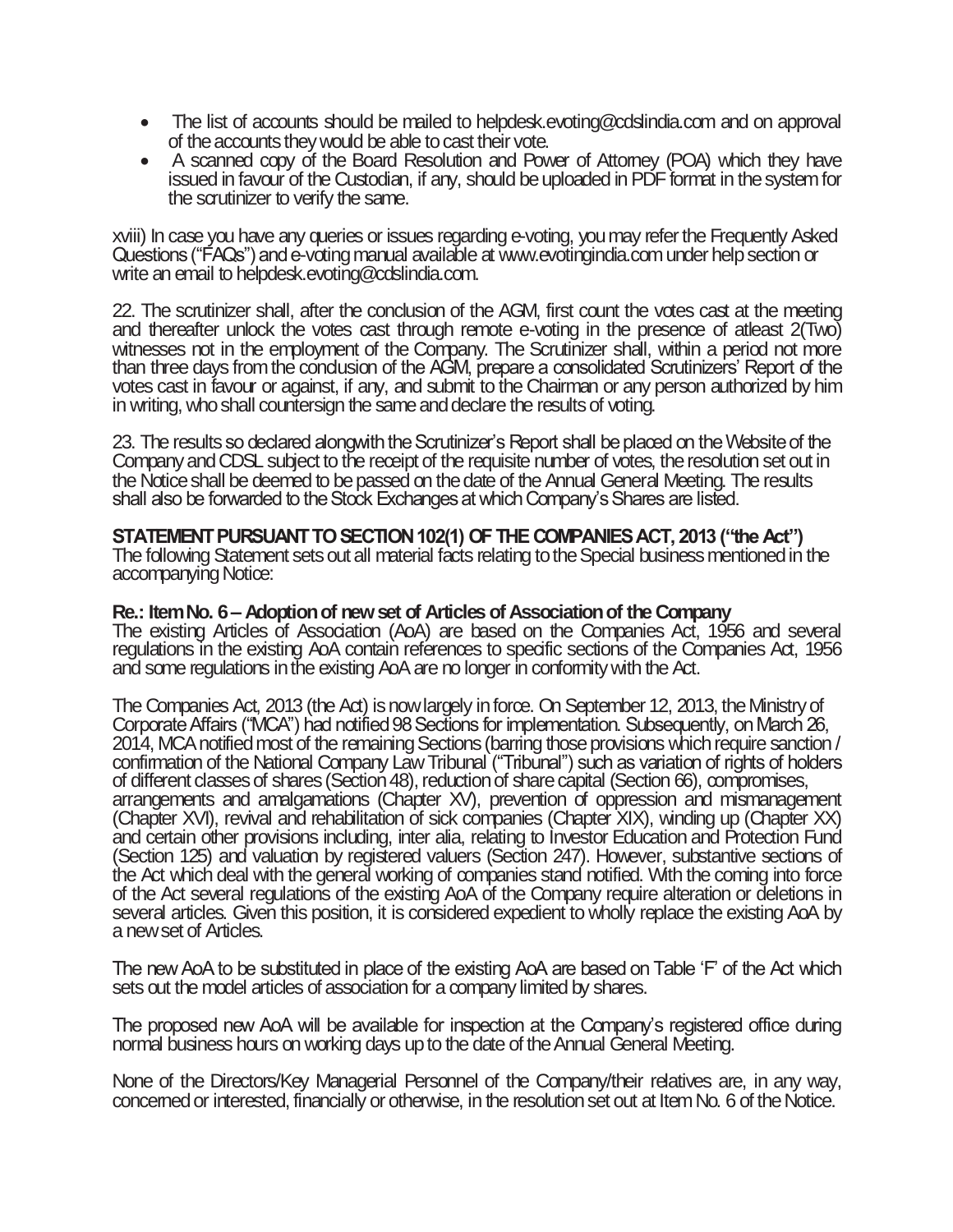- The list of accounts should be mailed to helpdesk.evoting@cdslindia.com and on approval of the accounts they would be able to cast their vote.
- A scanned copy of the Board Resolution and Power of Attorney (POA) which they have issued in favour of the Custodian, if any, should be uploaded in PDF format in the system for the scrutinizer to verify the same.

xviii) In case you have any queries or issues regarding e-voting, you may refer the Frequently Asked Questions ("FAQs") and e-voting manual available at www.evotingindia.com under help section or write an email to helpdesk.evoting@cdslindia.com.

22. The scrutinizer shall, after the conclusion of the AGM, first count the votes cast at the meeting and thereafter unlock the votes cast through remote e-voting in the presence of atleast 2(Two) witnesses not in the employment of the Company. The Scrutinizer shall, within a period not more than three days from the conclusion of the AGM, prepare a consolidated Scrutinizers' Report of the votes cast in favour or against, if any, and submit to the Chairman or any person authorized by him in writing, who shall countersign the same and declare the results of voting.

23. The results so declared alongwith the Scrutinizer's Report shall be placed on the Website of the Company and CDSL subject to the receipt of the requisite number of votes, the resolution set out in the Notice shall be deemed to be passed on the date of the Annual General Meeting. The results shall also be forwarded to the Stock Exchanges at which Company's Shares are listed.

**STATEMENT PURSUANT TO SECTION 102(1) OF THE COMPANIES ACT, 2013 ("the Act")**

The following Statement sets out all material facts relating to the Special business mentioned in the accompanying Notice:

**Re.: Item No. 6 – Adoption of new set of Articles of Association of the Company**

The existing Articles of Association (AoA) are based on the Companies Act, 1956 and several regulations in the existing AoA contain references to specific sections of the Companies Act, 1956 and some regulations in the existing AoA are no longer in conformity with the Act.

The Companies Act, 2013 (the Act) is now largely in force. On September 12, 2013, the Ministry of Corporate Affairs ("MCA") had notified 98 Sections for implementation. Subsequently, on March 26, 2014, MCA notified most of the remaining Sections (barring those provisions which require sanction / confirmation of the National Company Law Tribunal ("Tribunal") such as variation of rights of holders of different classes of shares (Section 48), reduction of share capital (Section 66), compromises, arrangements and amalgamations (Chapter XV), prevention of oppression and mismanagement (Chapter XVI), revival and rehabilitation of sick companies (Chapter XIX), winding up (Chapter XX) and certain other provisions including, inter alia, relating to Investor Education and Protection Fund (Section 125) and valuation by registered valuers (Section 247). However, substantive sections of the Act which deal with the general working of companies stand notified. With the coming into force of the Act several regulations of the existing AoA of the Company require alteration or deletions in several articles. Given this position, it is considered expedient to wholly replace the existing AoA by a new set of Articles.

The new AoA to be substituted in place of the existing AoA are based on Table 'F' of the Act which sets out the model articles of association for a company limited by shares.

The proposed new AoA will be available for inspection at the Company's registered office during normal business hours on working days up to the date of the Annual General Meeting.

None of the Directors/Key Managerial Personnel of the Company/their relatives are, in any way, concerned or interested, financially or otherwise, in the resolution set out at Item No. 6 of the Notice.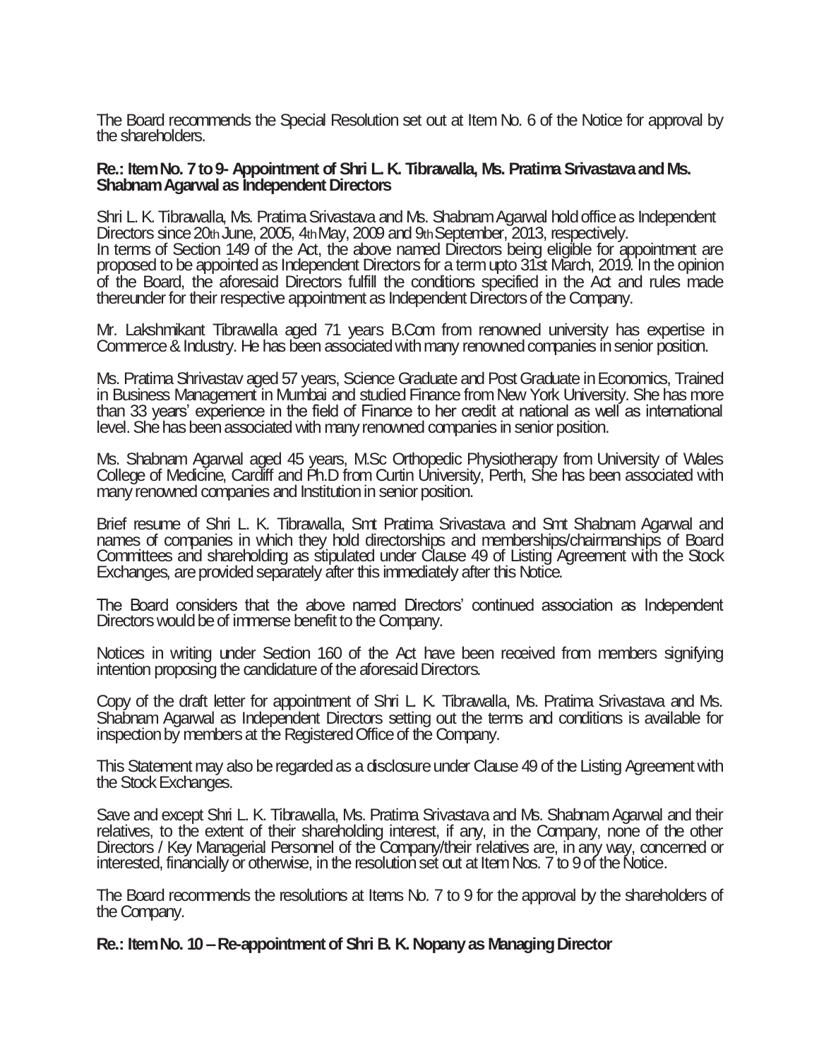The Board recommends the Special Resolution set out at Item No. 6 of the Notice for approval by the shareholders.

**Re.: Item No. 7 to 9- Appointment of Shri L. K. Tibrawalla, Ms. Pratima Srivastava and Ms. Shabnam Agarwal as Independent Directors**

Shri L. K. Tibrawalla, Ms. Pratima Srivastava and Ms. Shabnam Agarwal hold office as Independent Directors since 20th June, 2005, 4th May, 2009 and 9th September, 2013, respectively.
In terms of Section 149 of the Act, the above named Directors being eligible for appointment are proposed to be appointed as Independent Directors for a term upto 31st March, 2019. In the opinion of the Board, the aforesaid Directors fulfill the conditions specified in the Act and rules made thereunder for their respective appointment as Independent Directors of the Company.

Mr. Lakshmikant Tibrawalla aged 71 years B.Com from renowned university has expertise in Commerce & Industry. He has been associated with many renowned companies in senior position.

Ms. Pratima Shrivastav aged 57 years, Science Graduate and Post Graduate in Economics, Trained in Business Management in Mumbai and studied Finance from New York University. She has more than 33 years' experience in the field of Finance to her credit at national as well as international level. She has been associated with many renowned companies in senior position.

Ms. Shabnam Agarwal aged 45 years, M.Sc Orthopedic Physiotherapy from University of Wales College of Medicine, Cardiff and Ph.D from Curtin University, Perth, She has been associated with many renowned companies and Institution in senior position.

Brief resume of Shri L. K. Tibrawalla, Smt Pratima Srivastava and Smt Shabnam Agarwal and names of companies in which they hold directorships and memberships/chairmanships of Board Committees and shareholding as stipulated under Clause 49 of Listing Agreement with the Stock Exchanges, are provided separately after this immediately after this Notice.

The Board considers that the above named Directors' continued association as Independent Directors would be of immense benefit to the Company.

Notices in writing under Section 160 of the Act have been received from members signifying intention proposing the candidature of the aforesaid Directors.

Copy of the draft letter for appointment of Shri L. K. Tibrawalla, Ms. Pratima Srivastava and Ms. Shabnam Agarwal as Independent Directors setting out the terms and conditions is available for inspection by members at the Registered Office of the Company.

This Statement may also be regarded as a disclosure under Clause 49 of the Listing Agreement with the Stock Exchanges.

Save and except Shri L. K. Tibrawalla, Ms. Pratima Srivastava and Ms. Shabnam Agarwal and their relatives, to the extent of their shareholding interest, if any, in the Company, none of the other Directors / Key Managerial Personnel of the Company/their relatives are, in any way, concerned or interested, financially or otherwise, in the resolution set out at Item Nos. 7 to 9 of the Notice.

The Board recommends the resolutions at Items No. 7 to 9 for the approval by the shareholders of the Company.

**Re.: Item No. 10 – Re-appointment of Shri B. K. Nopany as Managing Director**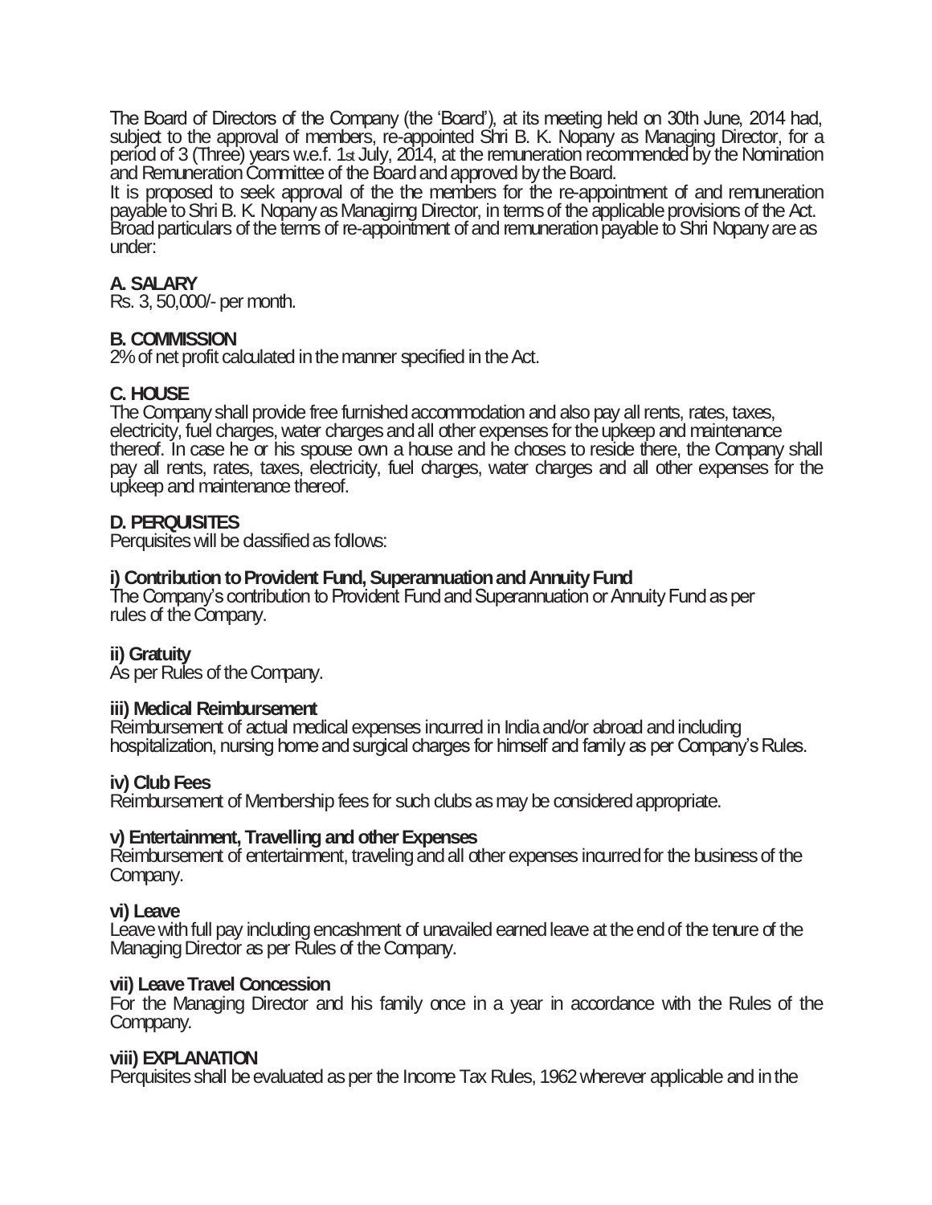The Board of Directors of the Company (the 'Board'), at its meeting held on 30th June, 2014 had, subject to the approval of members, re-appointed Shri B. K. Nopany as Managing Director, for a period of 3 (Three) years w.e.f. 1st July, 2014, at the remuneration recommended by the Nomination and Remuneration Committee of the Board and approved by the Board.

It is proposed to seek approval of the the members for the re-appointment of and remuneration payable to Shri B. K. Nopany as Managirng Director, in terms of the applicable provisions of the Act. Broad particulars of the terms of re-appointment of and remuneration payable to Shri Nopany are as under:

**A. SALARY**

Rs. 3, 50,000/- per month.

**B. COMMISSION**

2% of net profit calculated in the manner specified in the Act.

**C. HOUSE**

The Company shall provide free furnished accommodation and also pay all rents, rates, taxes, electricity, fuel charges, water charges and all other expenses for the upkeep and maintenance thereof. In case he or his spouse own a house and he choses to reside there, the Company shall pay all rents, rates, taxes, electricity, fuel charges, water charges and all other expenses for the upkeep and maintenance thereof.

**D. PERQUISITES**

Perquisites will be classified as follows:

**i) Contribution to Provident Fund, Superannuation and Annuity Fund**

The Company's contribution to Provident Fund and Superannuation or Annuity Fund as per rules of the Company.

**ii) Gratuity**

As per Rules of the Company.

**iii) Medical Reimbursement**

Reimbursement of actual medical expenses incurred in India and/or abroad and including hospitalization, nursing home and surgical charges for himself and family as per Company's Rules.

**iv) Club Fees**

Reimbursement of Membership fees for such clubs as may be considered appropriate.

**v) Entertainment, Travelling and other Expenses**

Reimbursement of entertainment, traveling and all other expenses incurred for the business of the Company.

**vi) Leave**

Leave with full pay including encashment of unavailed earned leave at the end of the tenure of the Managing Director as per Rules of the Company.

**vii) Leave Travel Concession**

For the Managing Director and his family once in a year in accordance with the Rules of the Comppany.

**viii) EXPLANATION**

Perquisites shall be evaluated as per the Income Tax Rules, 1962 wherever applicable and in the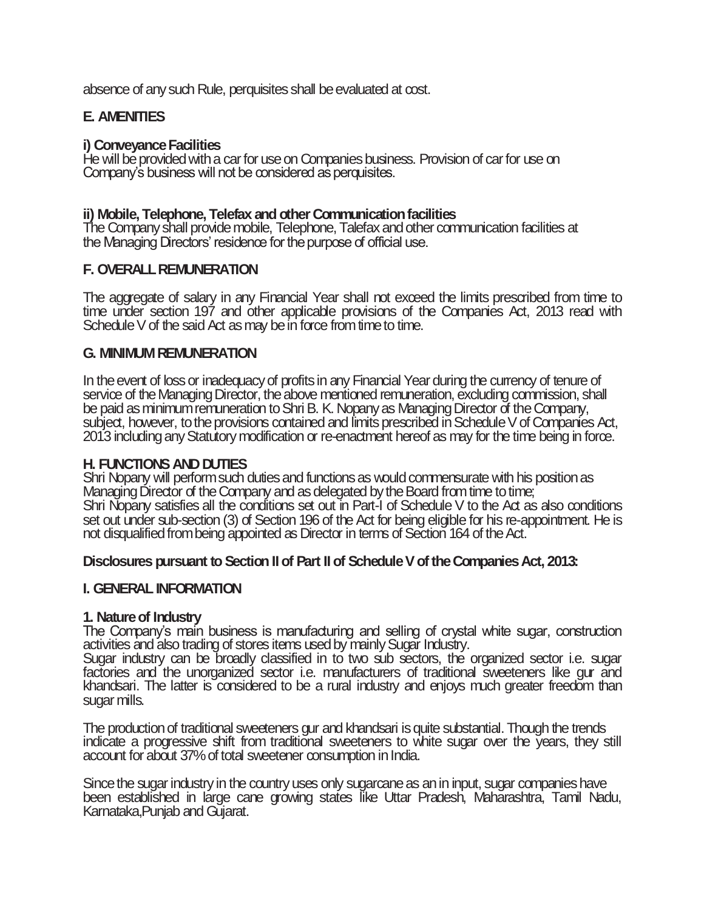absence of any such Rule, perquisites shall be evaluated at cost.

## E. AMENITIES

**i) Conveyance Facilities**
He will be provided with a car for use on Companies business. Provision of car for use on Company's business will not be considered as perquisites.

**ii) Mobile, Telephone, Telefax and other Communication facilities**
The Company shall provide mobile, Telephone, Talefax and other communication facilities at the Managing Directors' residence for the purpose of official use.

## F. OVERALL REMUNERATION

The aggregate of salary in any Financial Year shall not exceed the limits prescribed from time to time under section 197 and other applicable provisions of the Companies Act, 2013 read with Schedule V of the said Act as may be in force from time to time.

## G. MINIMUM REMUNERATION

In the event of loss or inadequacy of profits in any Financial Year during the currency of tenure of service of the Managing Director, the above mentioned remuneration, excluding commission, shall be paid as minimum remuneration to Shri B. K. Nopany as Managing Director of the Company, subject, however, to the provisions contained and limits prescribed in Schedule V of Companies Act, 2013 including any Statutory modification or re-enactment hereof as may for the time being in force.

## H. FUNCTIONS AND DUTIES

Shri Nopany will perform such duties and functions as would commensurate with his position as Managing Director of the Company and as delegated by the Board from time to time;
Shri Nopany satisfies all the conditions set out in Part-I of Schedule V to the Act as also conditions set out under sub-section (3) of Section 196 of the Act for being eligible for his re-appointment. He is not disqualified from being appointed as Director in terms of Section 164 of the Act.

**Disclosures pursuant to Section II of Part II of Schedule V of the Companies Act, 2013:**

## I. GENERAL INFORMATION

**1. Nature of Industry**
The Company's main business is manufacturing and selling of crystal white sugar, construction activities and also trading of stores items used by mainly Sugar Industry.
Sugar industry can be broadly classified in to two sub sectors, the organized sector i.e. sugar factories and the unorganized sector i.e. manufacturers of traditional sweeteners like gur and khandsari. The latter is considered to be a rural industry and enjoys much greater freedom than sugar mills.

The production of traditional sweeteners gur and khandsari is quite substantial. Though the trends indicate a progressive shift from traditional sweeteners to white sugar over the years, they still account for about 37% of total sweetener consumption in India.

Since the sugar industry in the country uses only sugarcane as an in input, sugar companies have been established in large cane growing states like Uttar Pradesh, Maharashtra, Tamil Nadu, Karnataka,Punjab and Gujarat.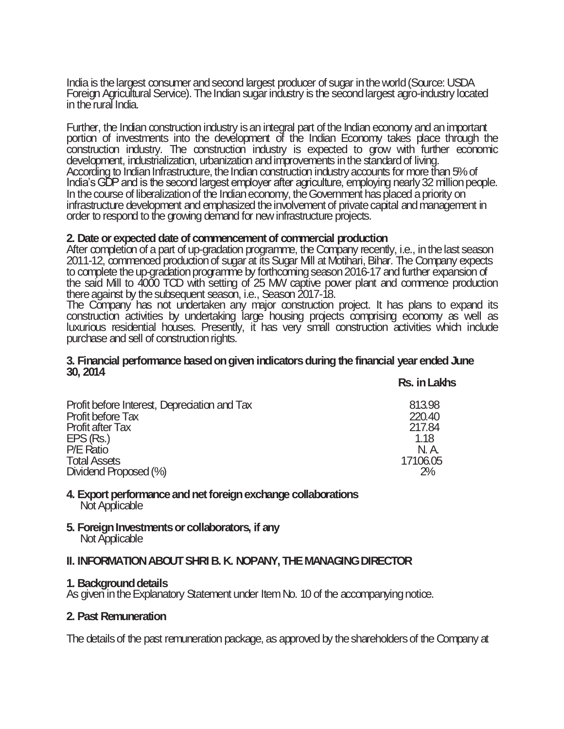India is the largest consumer and second largest producer of sugar in the world (Source: USDA Foreign Agricultural Service). The Indian sugar industry is the second largest agro-industry located in the rural India.

Further, the Indian construction industry is an integral part of the Indian economy and an important portion of investments into the development of the Indian Economy takes place through the construction industry. The construction industry is expected to grow with further economic development, industrialization, urbanization and improvements in the standard of living. According to Indian Infrastructure, the Indian construction industry accounts for more than 5% of India's GDP and is the second largest employer after agriculture, employing nearly 32 million people. In the course of liberalization of the Indian economy, the Government has placed a priority on infrastructure development and emphasized the involvement of private capital and management in order to respond to the growing demand for new infrastructure projects.

**2. Date or expected date of commencement of commercial production**

After completion of a part of up-gradation programme, the Company recently, i.e., in the last season 2011-12, commenced production of sugar at its Sugar Mill at Motihari, Bihar. The Company expects to complete the up-gradation programme by forthcoming season 2016-17 and further expansion of the said Mill to 4000 TCD with setting of 25 MW captive power plant and commence production there against by the subsequent season, i.e., Season 2017-18.

The Company has not undertaken any major construction project. It has plans to expand its construction activities by undertaking large housing projects comprising economy as well as luxurious residential houses. Presently, it has very small construction activities which include purchase and sell of construction rights.

**3. Financial performance based on given indicators during the financial year ended June 30, 2014**

| | Rs. in Lakhs |
|---|---|
| Profit before Interest, Depreciation and Tax | 813.98 |
| Profit before Tax | 220.40 |
| Profit after Tax | 217.84 |
| EPS (Rs.) | 1.18 |
| P/E Ratio | N. A. |
| Total Assets | 17106.05 |
| Dividend Proposed (%) | 2% |

**4. Export performance and net foreign exchange collaborations**

Not Applicable

**5. Foreign Investments or collaborators, if any**

Not Applicable

**II. INFORMATION ABOUT SHRI B. K. NOPANY, THE MANAGING DIRECTOR**

**1. Background details**

As given in the Explanatory Statement under Item No. 10 of the accompanying notice.

**2. Past Remuneration**

The details of the past remuneration package, as approved by the shareholders of the Company at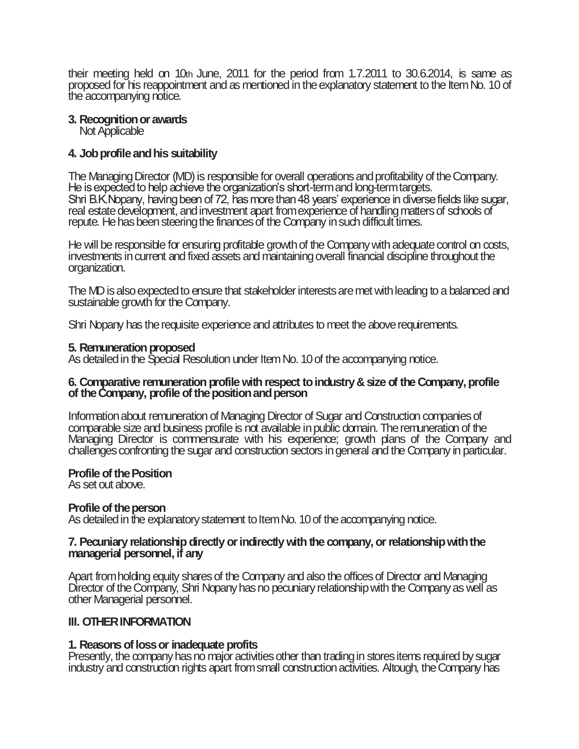their meeting held on 10th June, 2011 for the period from 1.7.2011 to 30.6.2014, is same as proposed for his reappointment and as mentioned in the explanatory statement to the Item No. 10 of the accompanying notice.

**3. Recognition or awards**

Not Applicable

**4. Job profile and his suitability**

The Managing Director (MD) is responsible for overall operations and profitability of the Company. He is expected to help achieve the organization's short-term and long-term targets. Shri B.K.Nopany, having been of 72, has more than 48 years' experience in diverse fields like sugar, real estate development, and investment apart from experience of handling matters of schools of repute. He has been steering the finances of the Company in such difficult times.

He will be responsible for ensuring profitable growth of the Company with adequate control on costs, investments in current and fixed assets and maintaining overall financial discipline throughout the organization.

The MD is also expected to ensure that stakeholder interests are met with leading to a balanced and sustainable growth for the Company.

Shri Nopany has the requisite experience and attributes to meet the above requirements.

**5. Remuneration proposed**

As detailed in the Special Resolution under Item No. 10 of the accompanying notice.

**6. Comparative remuneration profile with respect to industry & size of the Company, profile of the Company, profile of the position and person**

Information about remuneration of Managing Director of Sugar and Construction companies of comparable size and business profile is not available in public domain. The remuneration of the Managing Director is commensurate with his experience; growth plans of the Company and challenges confronting the sugar and construction sectors in general and the Company in particular.

**Profile of the Position**

As set out above.

**Profile of the person**

As detailed in the explanatory statement to Item No. 10 of the accompanying notice.

**7. Pecuniary relationship directly or indirectly with the company, or relationship with the managerial personnel, if any**

Apart from holding equity shares of the Company and also the offices of Director and Managing Director of the Company, Shri Nopany has no pecuniary relationship with the Company as well as other Managerial personnel.

**III. OTHER INFORMATION**

**1. Reasons of loss or inadequate profits**

Presently, the company has no major activities other than trading in stores items required by sugar industry and construction rights apart from small construction activities. Altough, the Company has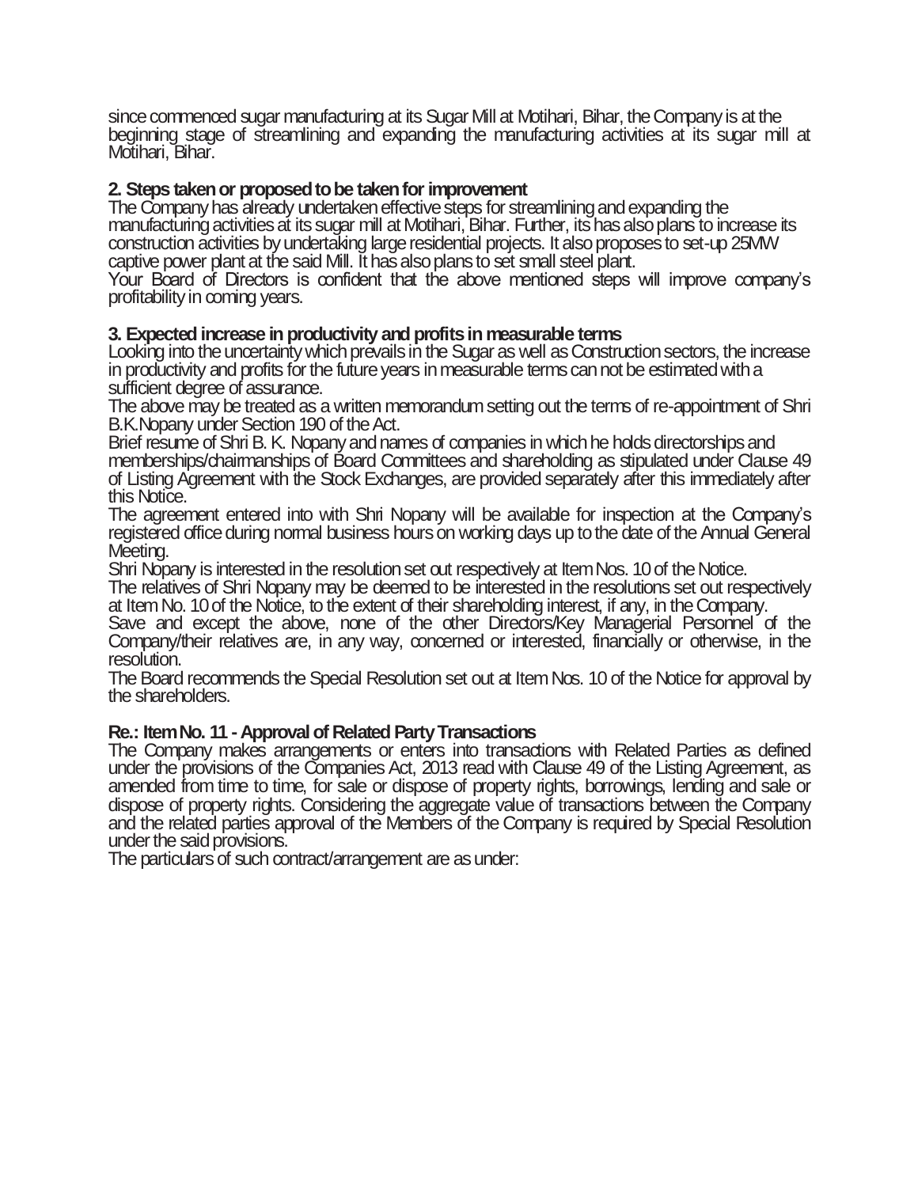since commenced sugar manufacturing at its Sugar Mill at Motihari, Bihar, the Company is at the beginning stage of streamlining and expanding the manufacturing activities at its sugar mill at Motihari, Bihar.

**2. Steps taken or proposed to be taken for improvement**

The Company has already undertaken effective steps for streamlining and expanding the manufacturing activities at its sugar mill at Motihari, Bihar. Further, its has also plans to increase its construction activities by undertaking large residential projects. It also proposes to set-up 25MW captive power plant at the said Mill. It has also plans to set small steel plant.

Your Board of Directors is confident that the above mentioned steps will improve company's profitability in coming years.

**3. Expected increase in productivity and profits in measurable terms**

Looking into the uncertainty which prevails in the Sugar as well as Construction sectors, the increase in productivity and profits for the future years in measurable terms can not be estimated with a sufficient degree of assurance.

The above may be treated as a written memorandum setting out the terms of re-appointment of Shri B.K.Nopany under Section 190 of the Act.

Brief resume of Shri B. K. Nopany and names of companies in which he holds directorships and memberships/chairmanships of Board Committees and shareholding as stipulated under Clause 49 of Listing Agreement with the Stock Exchanges, are provided separately after this immediately after this Notice.

The agreement entered into with Shri Nopany will be available for inspection at the Company's registered office during normal business hours on working days up to the date of the Annual General Meeting.

Shri Nopany is interested in the resolution set out respectively at Item Nos. 10 of the Notice.

The relatives of Shri Nopany may be deemed to be interested in the resolutions set out respectively at Item No. 10 of the Notice, to the extent of their shareholding interest, if any, in the Company.

Save and except the above, none of the other Directors/Key Managerial Personnel of the Company/their relatives are, in any way, concerned or interested, financially or otherwise, in the resolution.

The Board recommends the Special Resolution set out at Item Nos. 10 of the Notice for approval by the shareholders.

**Re.: Item No. 11 - Approval of Related Party Transactions**

The Company makes arrangements or enters into transactions with Related Parties as defined under the provisions of the Companies Act, 2013 read with Clause 49 of the Listing Agreement, as amended from time to time, for sale or dispose of property rights, borrowings, lending and sale or dispose of property rights. Considering the aggregate value of transactions between the Company and the related parties approval of the Members of the Company is required by Special Resolution under the said provisions.

The particulars of such contract/arrangement are as under: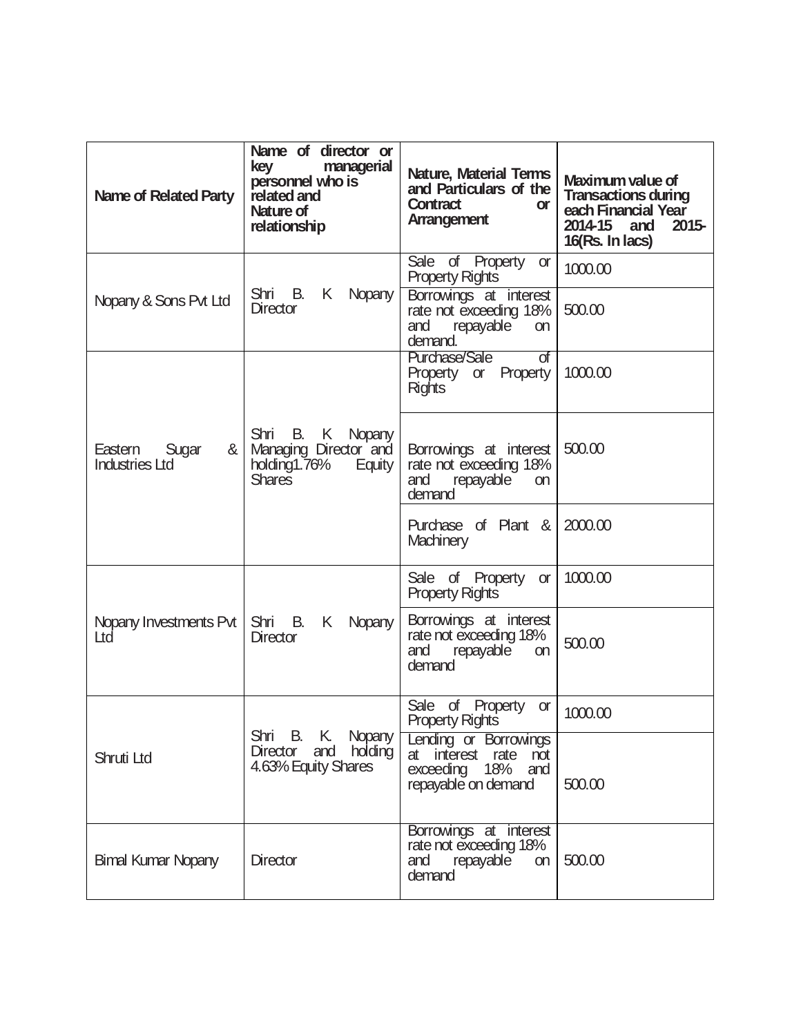| Name of Related Party | Name of director or key managerial personnel who is related and Nature of relationship | Nature, Material Terms and Particulars of the Contract or Arrangement | Maximum value of Transactions during each Financial Year 2014-15 and 2015-16(Rs. In lacs) |
|---|---|---|---|
| Nopany & Sons Pvt Ltd | Shri B. K Nopany Director | Sale of Property or Property Rights | 1000.00 |
| | | Borrowings at interest rate not exceeding 18% and repayable on demand. | 500.00 |
| Eastern Sugar & Industries Ltd | Shri B. K Nopany Managing Director and holding1.76% Equity Shares | Purchase/Sale of Property or Property Rights | 1000.00 |
| | | Borrowings at interest rate not exceeding 18% and repayable on demand | 500.00 |
| | | Purchase of Plant & Machinery | 2000.00 |
| Nopany Investments Pvt Ltd | Shri B. K Nopany Director | Sale of Property or Property Rights | 1000.00 |
| | | Borrowings at interest rate not exceeding 18% and repayable on demand | 500.00 |
| Shruti Ltd | Shri B. K. Nopany Director and holding 4.63% Equity Shares | Sale of Property or Property Rights | 1000.00 |
| | | Lending or Borrowings at interest rate not exceeding 18% and repayable on demand | 500.00 |
| Bimal Kumar Nopany | Director | Borrowings at interest rate not exceeding 18% and repayable on demand | 500.00 |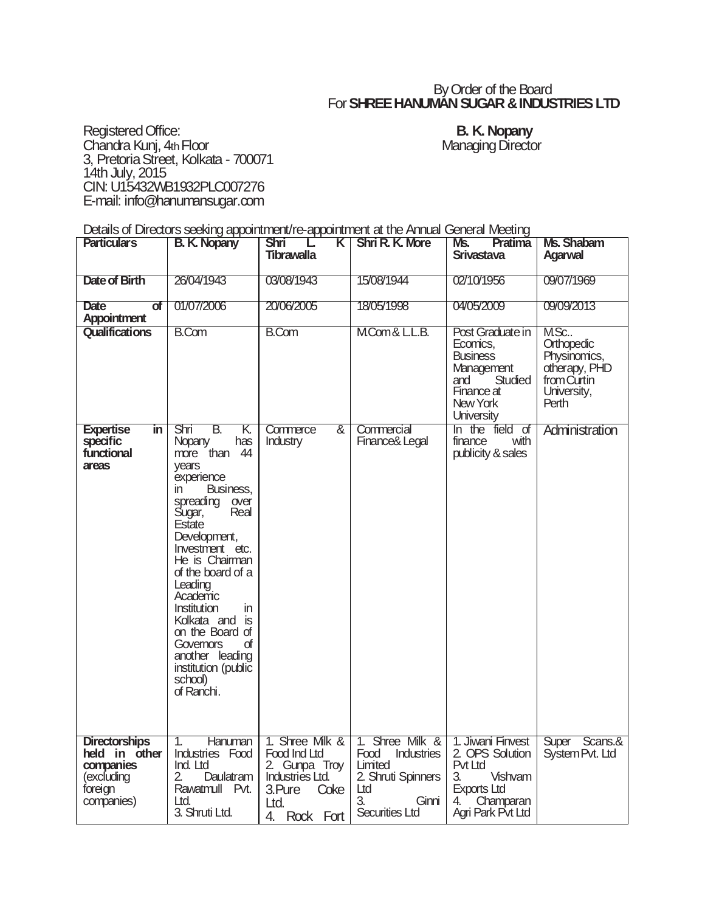By Order of the Board
For **SHREE HANUMAN SUGAR & INDUSTRIES LTD**

Registered Office:
Chandra Kunj, 4th Floor
3, Pretoria Street, Kolkata - 700071
14th July, 2015
CIN: U15432WB1932PLC007276
E-mail: info@hanumansugar.com

**B. K. Nopany**
Managing Director

Details of Directors seeking appointment/re-appointment at the Annual General Meeting

| **Particulars** | **B. K. Nopany** | **Shri L. K Tibrawalla** | **Shri R. K. More** | **Ms. Pratima Srivastava** | **Ms. Shabam Agarwal** |
|---|---|---|---|---|---|
| **Date of Birth** | 26/04/1943 | 03/08/1943 | 15/08/1944 | 02/10/1956 | 09/07/1969 |
| **Date of Appointment** | 01/07/2006 | 20/06/2005 | 18/05/1998 | 04/05/2009 | 09/09/2013 |
| **Qualifications** | B.Com | B.Com | M.Com & L.L.B. | Post Graduate in Ecomics, Business Management and Studied Finance at New York University | M.Sc.. Orthopedic Physinomics, otherapy, PHD from Curtin University, Perth |
| **Expertise in specific functional areas** | Shri B. K. Nopany has more than 44 years experience in Business, spreading over Sugar, Real Estate Development, Investment etc. He is Chairman of the board of a Leading Academic Institution in Kolkata and is on the Board of Governors of another leading institution (public school) of Ranchi. | Commerce & Industry | Commercial Finance& Legal | In the field of finance with publicity & sales | Administration |
| **Directorships held in other companies** (excluding foreign companies) | 1. Hanuman Industries Food Ind. Ltd 2. Daulatram Rawatmull Pvt. Ltd. 3. Shruti Ltd. | 1. Shree Milk & Food Ind Ltd 2. Gunpa Troy Industries Ltd. 3.Pure Coke Ltd. 4. Rock Fort | 1. Shree Milk & Food Industries Limited 2. Shruti Spinners Ltd 3. Ginni Securities Ltd | 1. Jiwani Finvest 2. OPS Solution Pvt Ltd 3. Vishvam Exports Ltd 4. Champaran Agri Park Pvt Ltd | Super Scans.& System Pvt. Ltd |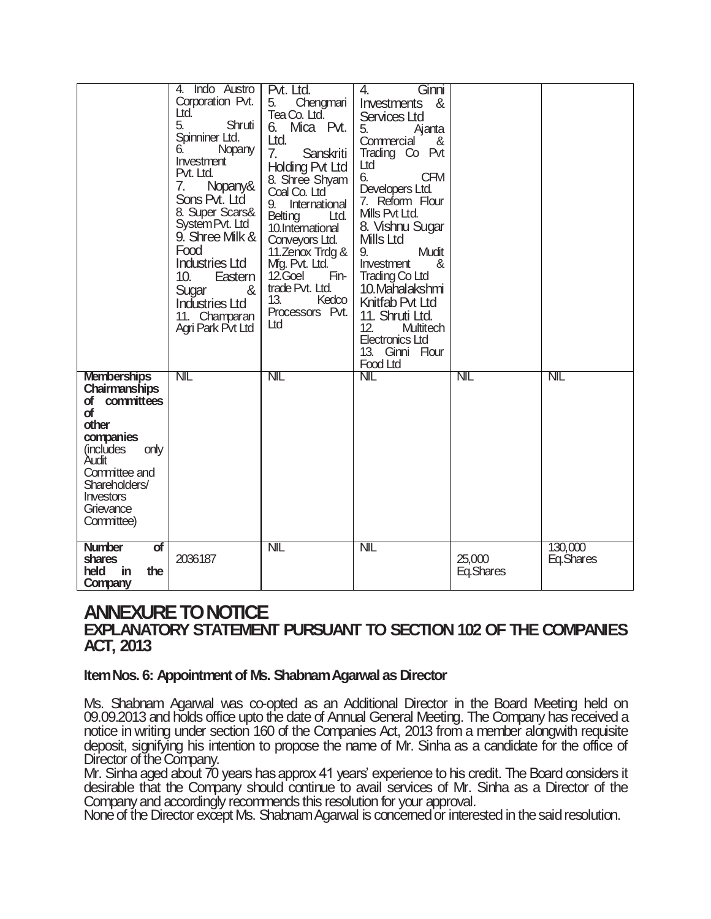|  | 4. Indo Austro Corporation Pvt. Ltd.<br>5. Shruti Spinniner Ltd.<br>6. Nopany Investment Pvt. Ltd.<br>7. Nopany& Sons Pvt. Ltd<br>8. Super Scars& System Pvt. Ltd<br>9. Shree Milk & Food Industries Ltd<br>10. Eastern Sugar & Industries Ltd<br>11. Champaran Agri Park Pvt Ltd | Pvt. Ltd.<br>5. Chengmari Tea Co. Ltd.<br>6. Mica Pvt. Ltd.<br>7. Sanskriti Holding Pvt Ltd<br>8. Shree Shyam Coal Co. Ltd<br>9. International Belting Ltd.<br>10.International Conveyors Ltd.<br>11.Zenox Trdg & Mfg. Pvt. Ltd.<br>12.Goel Fin-trade Pvt. Ltd.<br>13. Kedco Processors Pvt. Ltd | 4. Ginni Investments & Services Ltd<br>5. Ajanta Commercial & Trading Co Pvt Ltd<br>6. CFM Developers Ltd.<br>7. Reform Flour Mills Pvt Ltd.<br>8. Vishnu Sugar Mills Ltd<br>9. Mudit Investment & Trading Co Ltd<br>10.Mahalakshmi Knitfab Pvt Ltd<br>11. Shruti Ltd.<br>12. Multitech Electronics Ltd<br>13. Ginni Flour Food Ltd |  |  |
|---|---|---|---|---|---|
| **Memberships Chairmanships of committees of other companies** (includes only Audit Committee and Shareholders/ Investors Grievance Committee) | NIL | NIL | NIL | NIL | NIL |
| **Number of shares held in the Company** | 2036187 | NIL | NIL | 25,000 Eq.Shares | 130,000 Eq.Shares |

# ANNEXURE TO NOTICE

## EXPLANATORY STATEMENT PURSUANT TO SECTION 102 OF THE COMPANIES ACT, 2013

**Item Nos. 6: Appointment of Ms. Shabnam Agarwal as Director**

Ms. Shabnam Agarwal was co-opted as an Additional Director in the Board Meeting held on 09.09.2013 and holds office upto the date of Annual General Meeting. The Company has received a notice in writing under section 160 of the Companies Act, 2013 from a member alongwith requisite deposit, signifying his intention to propose the name of Mr. Sinha as a candidate for the office of Director of the Company.

Mr. Sinha aged about 70 years has approx 41 years' experience to his credit. The Board considers it desirable that the Company should continue to avail services of Mr. Sinha as a Director of the Company and accordingly recommends this resolution for your approval.

None of the Director except Ms. Shabnam Agarwal is concerned or interested in the said resolution.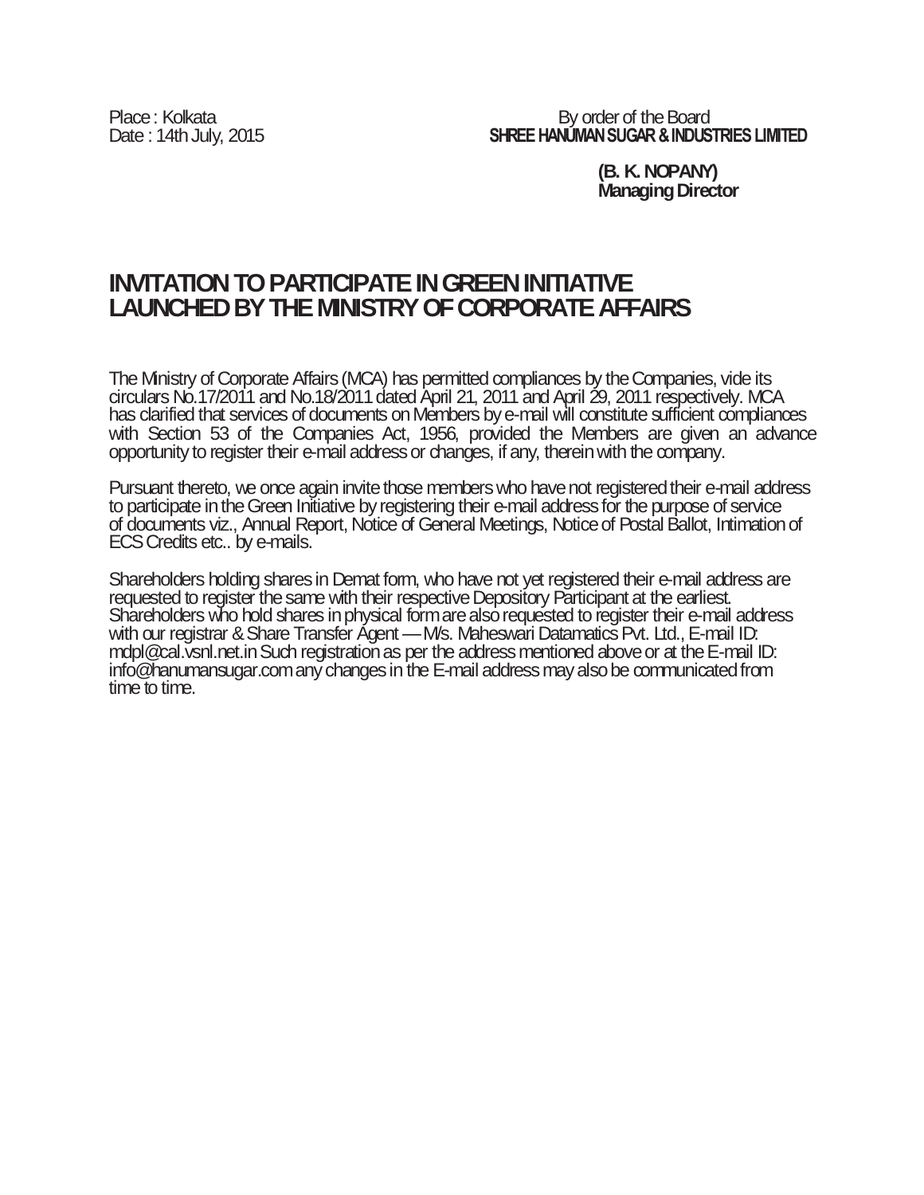Place : Kolkata
Date : 14th July, 2015

By order of the Board
**SHREE HANUMAN SUGAR & INDUSTRIES LIMITED**

**(B. K. NOPANY)**
**Managing Director**

## INVITATION TO PARTICIPATE IN GREEN INITIATIVE LAUNCHED BY THE MINISTRY OF CORPORATE AFFAIRS

The Ministry of Corporate Affairs (MCA) has permitted compliances by the Companies, vide its circulars No.17/2011 and No.18/2011 dated April 21, 2011 and April 29, 2011 respectively. MCA has clarified that services of documents on Members by e-mail will constitute sufficient compliances with Section 53 of the Companies Act, 1956, provided the Members are given an advance opportunity to register their e-mail address or changes, if any, therein with the company.

Pursuant thereto, we once again invite those members who have not registered their e-mail address to participate in the Green Initiative by registering their e-mail address for the purpose of service of documents viz., Annual Report, Notice of General Meetings, Notice of Postal Ballot, Intimation of ECS Credits etc.. by e-mails.

Shareholders holding shares in Demat form, who have not yet registered their e-mail address are requested to register the same with their respective Depository Participant at the earliest. Shareholders who hold shares in physical form are also requested to register their e-mail address with our registrar & Share Transfer Agent — M/s. Maheswari Datamatics Pvt. Ltd., E-mail ID: mdpl@cal.vsnl.net.in Such registration as per the address mentioned above or at the E-mail ID: info@hanumansugar.com any changes in the E-mail address may also be communicated from time to time.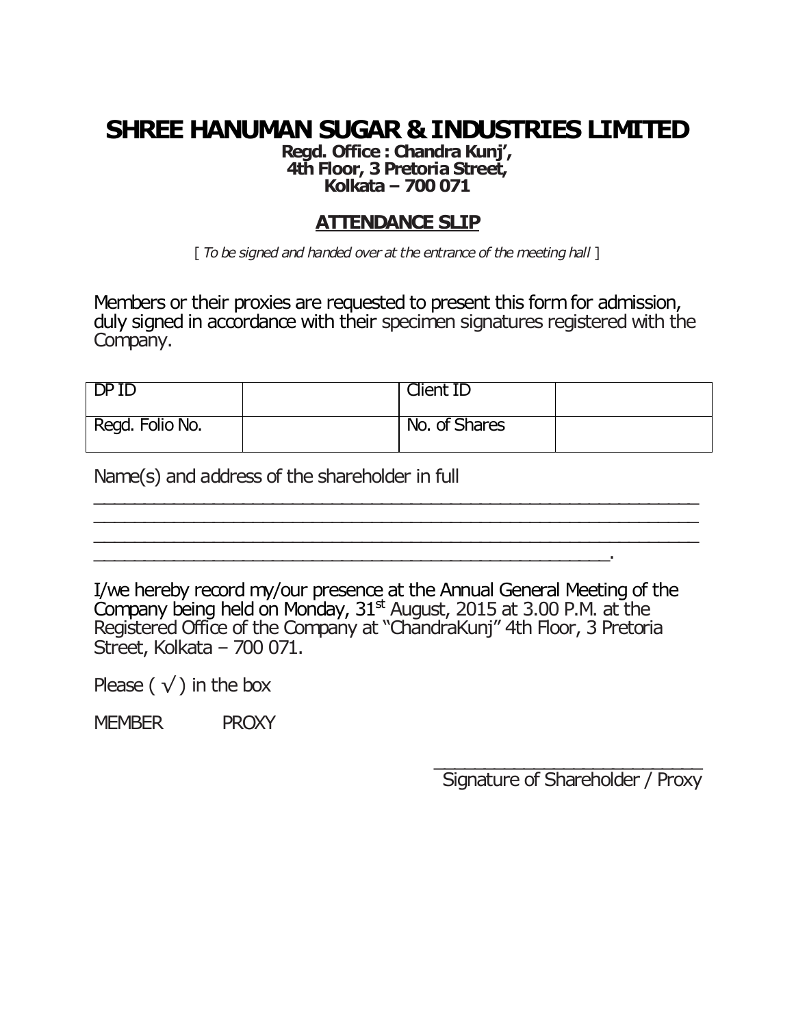# SHREE HANUMAN SUGAR & INDUSTRIES LIMITED

**Regd. Office : Chandra Kunj',**
**4th Floor, 3 Pretoria Street,**
**Kolkata – 700 071**

## ATTENDANCE SLIP

[ *To be signed and handed over at the entrance of the meeting hall* ]

Members or their proxies are requested to present this form for admission, duly signed in accordance with their specimen signatures registered with the Company.

| DP ID | | Client ID | |
|---|---|---|---|
| Regd. Folio No. | | No. of Shares | |

Name(s) and address of the shareholder in full

_______________________________________________________________
_______________________________________________________________
_______________________________________________________________
_____________________________________________________.

I/we hereby record my/our presence at the Annual General Meeting of the Company being held on Monday, 31st August, 2015 at 3.00 P.M. at the Registered Office of the Company at "ChandraKunj" 4th Floor, 3 Pretoria Street, Kolkata – 700 071.

Please ( √ ) in the box

MEMBER PROXY

_____________________________
Signature of Shareholder / Proxy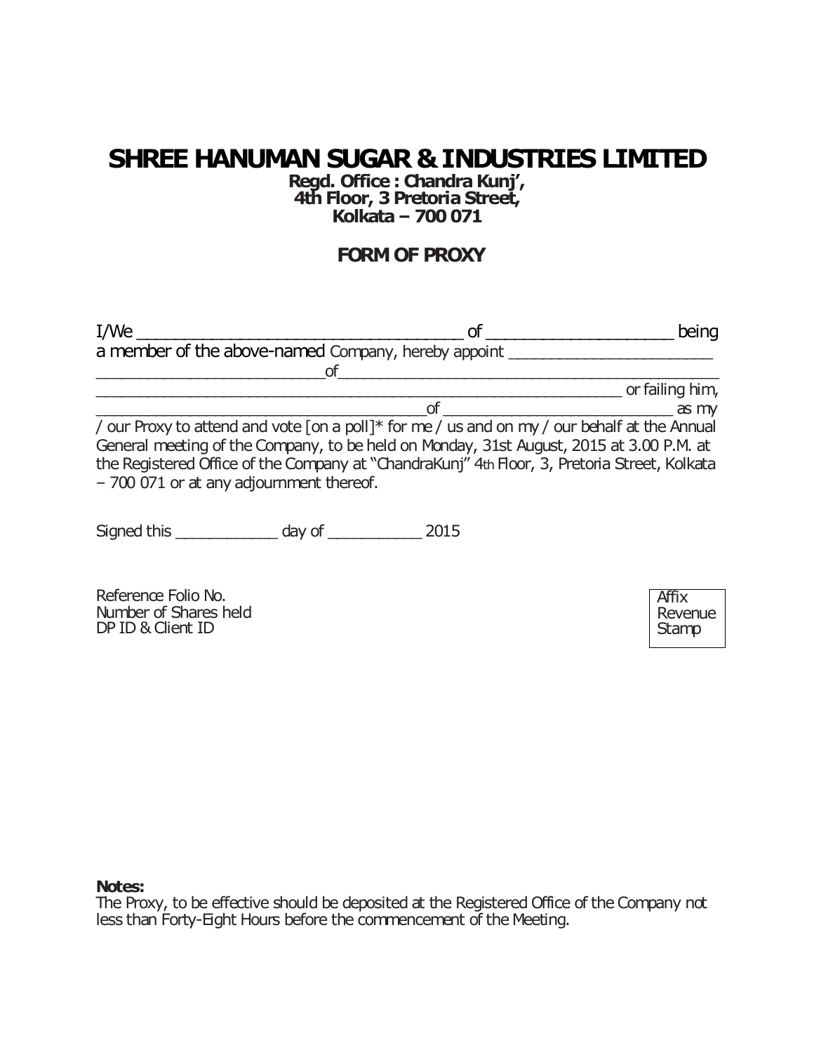# SHREE HANUMAN SUGAR & INDUSTRIES LIMITED

**Regd. Office : Chandra Kunj',**
**4th Floor, 3 Pretoria Street,**
**Kolkata – 700 071**

## FORM OF PROXY

I/We ____________________________________ of ____________________ being a member of the above-named Company, hereby appoint ________________________ ___________________________of_____________________________________________ ___________________________________________________________ or failing him, ____________________________________of __________________________ as my / our Proxy to attend and vote [on a poll]* for me / us and on my / our behalf at the Annual General meeting of the Company, to be held on Monday, 31st August, 2015 at 3.00 P.M. at the Registered Office of the Company at "ChandraKunj" 4th Floor, 3, Pretoria Street, Kolkata – 700 071 or at any adjournment thereof.

Signed this ____________ day of ___________ 2015

Reference Folio No.
Number of Shares held
DP ID & Client ID

Affix
Revenue
Stamp

**Notes:**
The Proxy, to be effective should be deposited at the Registered Office of the Company not less than Forty-Eight Hours before the commencement of the Meeting.